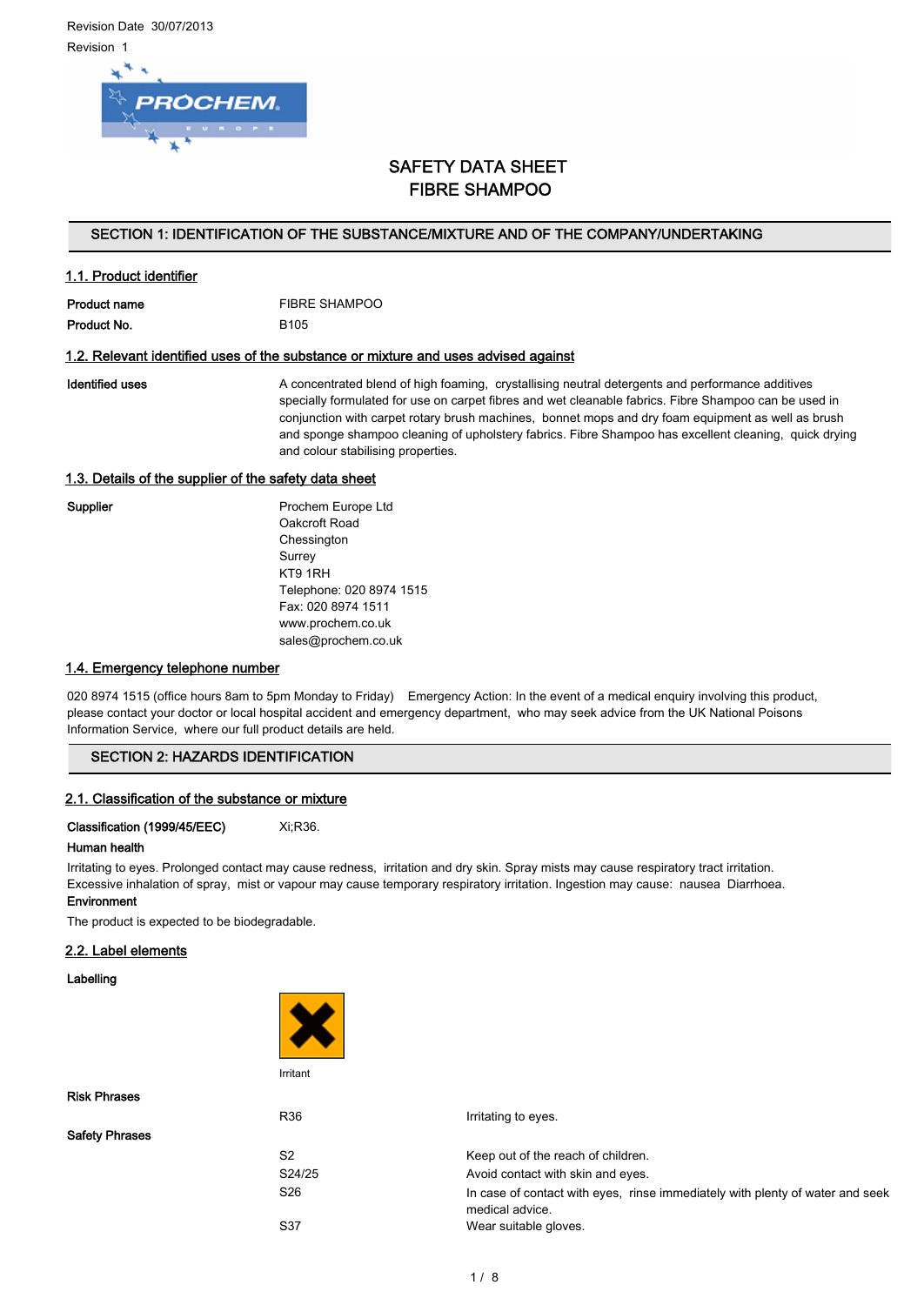Revision Date 30/07/2013

Revision 1

# SAFETY DATA SHEET
# FIBRE SHAMPOO

## SECTION 1: IDENTIFICATION OF THE SUBSTANCE/MIXTURE AND OF THE COMPANY/UNDERTAKING

### 1.1. Product identifier

**Product name** FIBRE SHAMPOO

**Product No.** B105

### 1.2. Relevant identified uses of the substance or mixture and uses advised against

**Identified uses** A concentrated blend of high foaming, crystallising neutral detergents and performance additives specially formulated for use on carpet fibres and wet cleanable fabrics. Fibre Shampoo can be used in conjunction with carpet rotary brush machines, bonnet mops and dry foam equipment as well as brush and sponge shampoo cleaning of upholstery fabrics. Fibre Shampoo has excellent cleaning, quick drying and colour stabilising properties.

### 1.3. Details of the supplier of the safety data sheet

**Supplier**

Prochem Europe Ltd
Oakcroft Road
Chessington
Surrey
KT9 1RH
Telephone: 020 8974 1515
Fax: 020 8974 1511
www.prochem.co.uk
sales@prochem.co.uk

### 1.4. Emergency telephone number

020 8974 1515 (office hours 8am to 5pm Monday to Friday) Emergency Action: In the event of a medical enquiry involving this product, please contact your doctor or local hospital accident and emergency department, who may seek advice from the UK National Poisons Information Service, where our full product details are held.

## SECTION 2: HAZARDS IDENTIFICATION

### 2.1. Classification of the substance or mixture

**Classification (1999/45/EEC)** Xi;R36.

**Human health**

Irritating to eyes. Prolonged contact may cause redness, irritation and dry skin. Spray mists may cause respiratory tract irritation. Excessive inhalation of spray, mist or vapour may cause temporary respiratory irritation. Ingestion may cause: nausea Diarrhoea.

**Environment**

The product is expected to be biodegradable.

### 2.2. Label elements

**Labelling**

Irritant

**Risk Phrases**

| | |
|---|---|
| R36 | Irritating to eyes. |

**Safety Phrases**

| | |
|---|---|
| S2 | Keep out of the reach of children. |
| S24/25 | Avoid contact with skin and eyes. |
| S26 | In case of contact with eyes, rinse immediately with plenty of water and seek medical advice. |
| S37 | Wear suitable gloves. |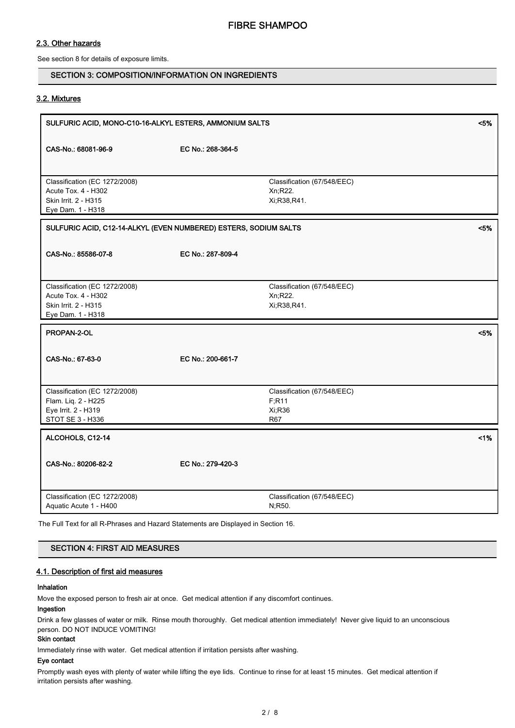## 2.3. Other hazards

See section 8 for details of exposure limits.

## SECTION 3: COMPOSITION/INFORMATION ON INGREDIENTS

### 3.2. Mixtures

| SULFURIC ACID, MONO-C10-16-ALKYL ESTERS, AMMONIUM SALTS | | <5% |
|---|---|---|
| CAS-No.: 68081-96-9 | EC No.: 268-364-5 | |
| Classification (EC 1272/2008)<br>Acute Tox. 4 - H302<br>Skin Irrit. 2 - H315<br>Eye Dam. 1 - H318 | Classification (67/548/EEC)<br>Xn;R22.<br>Xi;R38,R41. | |

| SULFURIC ACID, C12-14-ALKYL (EVEN NUMBERED) ESTERS, SODIUM SALTS | | <5% |
|---|---|---|
| CAS-No.: 85586-07-8 | EC No.: 287-809-4 | |
| Classification (EC 1272/2008)<br>Acute Tox. 4 - H302<br>Skin Irrit. 2 - H315<br>Eye Dam. 1 - H318 | Classification (67/548/EEC)<br>Xn;R22.<br>Xi;R38,R41. | |

| PROPAN-2-OL | | <5% |
|---|---|---|
| CAS-No.: 67-63-0 | EC No.: 200-661-7 | |
| Classification (EC 1272/2008)<br>Flam. Liq. 2 - H225<br>Eye Irrit. 2 - H319<br>STOT SE 3 - H336 | Classification (67/548/EEC)<br>F;R11<br>Xi;R36<br>R67 | |

| ALCOHOLS, C12-14 | | <1% |
|---|---|---|
| CAS-No.: 80206-82-2 | EC No.: 279-420-3 | |
| Classification (EC 1272/2008)<br>Aquatic Acute 1 - H400 | Classification (67/548/EEC)<br>N;R50. | |

The Full Text for all R-Phrases and Hazard Statements are Displayed in Section 16.

## SECTION 4: FIRST AID MEASURES

### 4.1. Description of first aid measures

**Inhalation**

Move the exposed person to fresh air at once. Get medical attention if any discomfort continues.

**Ingestion**

Drink a few glasses of water or milk. Rinse mouth thoroughly. Get medical attention immediately! Never give liquid to an unconscious person. DO NOT INDUCE VOMITING!

**Skin contact**

Immediately rinse with water. Get medical attention if irritation persists after washing.

**Eye contact**

Promptly wash eyes with plenty of water while lifting the eye lids. Continue to rinse for at least 15 minutes. Get medical attention if irritation persists after washing.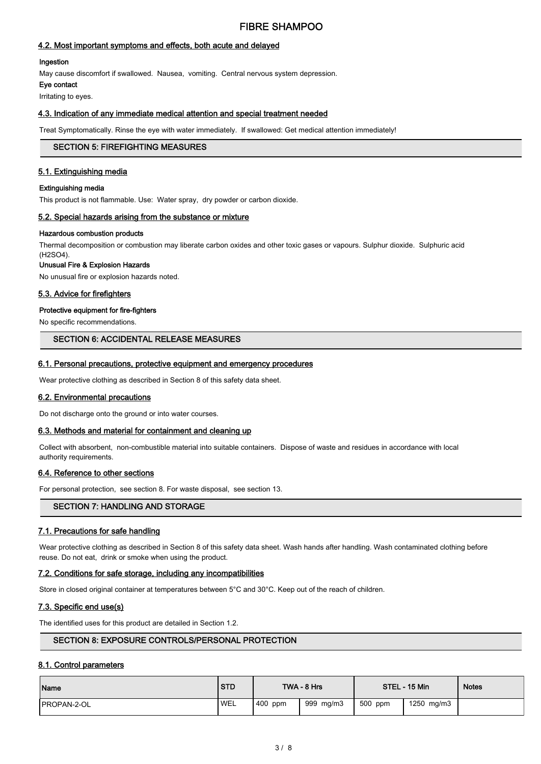### 4.2. Most important symptoms and effects, both acute and delayed

**Ingestion**

May cause discomfort if swallowed. Nausea, vomiting. Central nervous system depression.

**Eye contact**

Irritating to eyes.

### 4.3. Indication of any immediate medical attention and special treatment needed

Treat Symptomatically. Rinse the eye with water immediately. If swallowed: Get medical attention immediately!

## SECTION 5: FIREFIGHTING MEASURES

### 5.1. Extinguishing media

**Extinguishing media**

This product is not flammable. Use: Water spray, dry powder or carbon dioxide.

### 5.2. Special hazards arising from the substance or mixture

**Hazardous combustion products**

Thermal decomposition or combustion may liberate carbon oxides and other toxic gases or vapours. Sulphur dioxide. Sulphuric acid ($H_2SO_4$).

**Unusual Fire & Explosion Hazards**

No unusual fire or explosion hazards noted.

### 5.3. Advice for firefighters

**Protective equipment for fire-fighters**

No specific recommendations.

## SECTION 6: ACCIDENTAL RELEASE MEASURES

### 6.1. Personal precautions, protective equipment and emergency procedures

Wear protective clothing as described in Section 8 of this safety data sheet.

### 6.2. Environmental precautions

Do not discharge onto the ground or into water courses.

### 6.3. Methods and material for containment and cleaning up

Collect with absorbent, non-combustible material into suitable containers. Dispose of waste and residues in accordance with local authority requirements.

### 6.4. Reference to other sections

For personal protection, see section 8. For waste disposal, see section 13.

## SECTION 7: HANDLING AND STORAGE

### 7.1. Precautions for safe handling

Wear protective clothing as described in Section 8 of this safety data sheet. Wash hands after handling. Wash contaminated clothing before reuse. Do not eat, drink or smoke when using the product.

### 7.2. Conditions for safe storage, including any incompatibilities

Store in closed original container at temperatures between 5°C and 30°C. Keep out of the reach of children.

### 7.3. Specific end use(s)

The identified uses for this product are detailed in Section 1.2.

## SECTION 8: EXPOSURE CONTROLS/PERSONAL PROTECTION

### 8.1. Control parameters

| Name | STD | TWA - 8 Hrs | | STEL - 15 Min | | Notes |
|---|---|---|---|---|---|---|
| PROPAN-2-OL | WEL | 400 ppm | 999 mg/m3 | 500 ppm | 1250 mg/m3 | |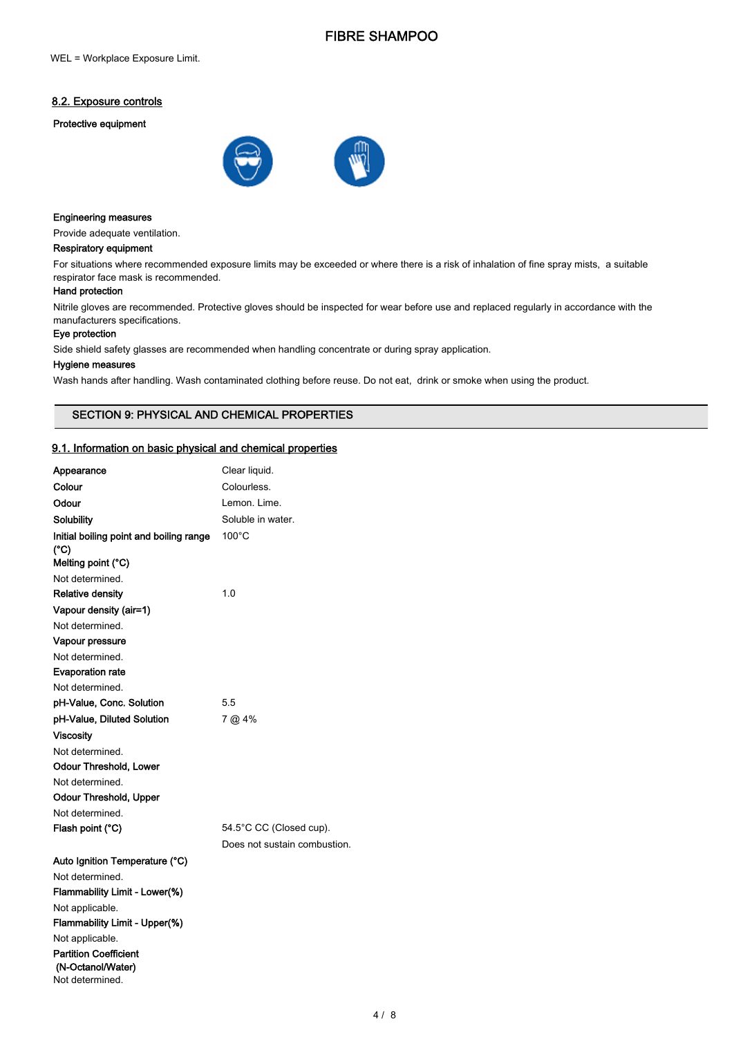WEL = Workplace Exposure Limit.

### 8.2. Exposure controls

**Protective equipment**

**Engineering measures**

Provide adequate ventilation.

**Respiratory equipment**

For situations where recommended exposure limits may be exceeded or where there is a risk of inhalation of fine spray mists, a suitable respirator face mask is recommended.

**Hand protection**

Nitrile gloves are recommended. Protective gloves should be inspected for wear before use and replaced regularly in accordance with the manufacturers specifications.

**Eye protection**

Side shield safety glasses are recommended when handling concentrate or during spray application.

**Hygiene measures**

Wash hands after handling. Wash contaminated clothing before reuse. Do not eat, drink or smoke when using the product.

## SECTION 9: PHYSICAL AND CHEMICAL PROPERTIES

### 9.1. Information on basic physical and chemical properties

| | |
|---|---|
| **Appearance** | Clear liquid. |
| **Colour** | Colourless. |
| **Odour** | Lemon. Lime. |
| **Solubility** | Soluble in water. |
| **Initial boiling point and boiling range (°C)** | 100°C |
| **Melting point (°C)** | Not determined. |
| **Relative density** | 1.0 |
| **Vapour density (air=1)** | Not determined. |
| **Vapour pressure** | Not determined. |
| **Evaporation rate** | Not determined. |
| **pH-Value, Conc. Solution** | 5.5 |
| **pH-Value, Diluted Solution** | 7 @ 4% |
| **Viscosity** | Not determined. |
| **Odour Threshold, Lower** | Not determined. |
| **Odour Threshold, Upper** | Not determined. |
| **Flash point (°C)** | 54.5°C CC (Closed cup). Does not sustain combustion. |
| **Auto Ignition Temperature (°C)** | Not determined. |
| **Flammability Limit - Lower(%)** | Not applicable. |
| **Flammability Limit - Upper(%)** | Not applicable. |
| **Partition Coefficient (N-Octanol/Water)** | Not determined. |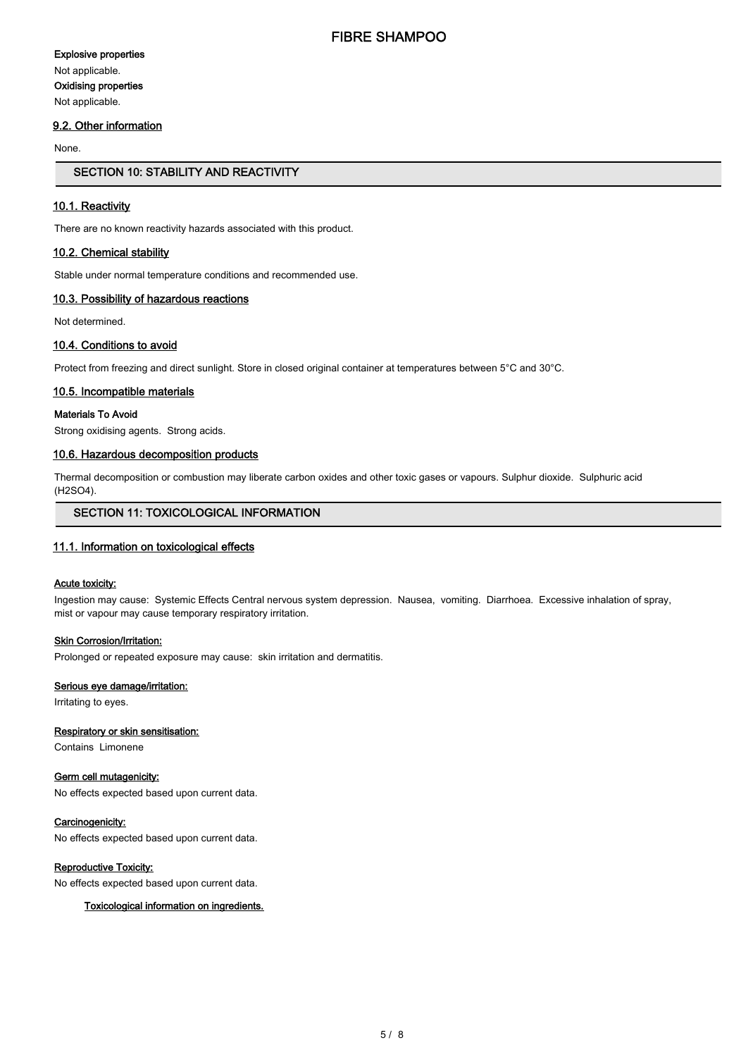**Explosive properties**

Not applicable.

**Oxidising properties**

Not applicable.

### 9.2. Other information

None.

## SECTION 10: STABILITY AND REACTIVITY

### 10.1. Reactivity

There are no known reactivity hazards associated with this product.

### 10.2. Chemical stability

Stable under normal temperature conditions and recommended use.

### 10.3. Possibility of hazardous reactions

Not determined.

### 10.4. Conditions to avoid

Protect from freezing and direct sunlight. Store in closed original container at temperatures between 5°C and 30°C.

### 10.5. Incompatible materials

**Materials To Avoid**

Strong oxidising agents. Strong acids.

### 10.6. Hazardous decomposition products

Thermal decomposition or combustion may liberate carbon oxides and other toxic gases or vapours. Sulphur dioxide. Sulphuric acid ($H_2SO_4$).

## SECTION 11: TOXICOLOGICAL INFORMATION

### 11.1. Information on toxicological effects

**Acute toxicity:**

Ingestion may cause: Systemic Effects Central nervous system depression. Nausea, vomiting. Diarrhoea. Excessive inhalation of spray, mist or vapour may cause temporary respiratory irritation.

**Skin Corrosion/Irritation:**

Prolonged or repeated exposure may cause: skin irritation and dermatitis.

**Serious eye damage/irritation:**

Irritating to eyes.

**Respiratory or skin sensitisation:**

Contains Limonene

**Germ cell mutagenicity:**

No effects expected based upon current data.

**Carcinogenicity:**

No effects expected based upon current data.

**Reproductive Toxicity:**

No effects expected based upon current data.

**Toxicological information on ingredients.**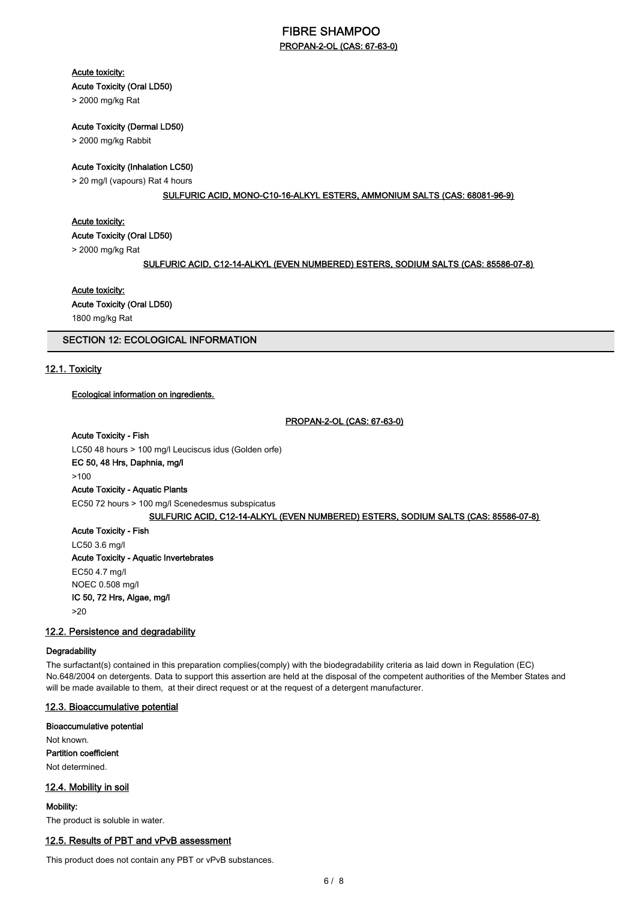**PROPAN-2-OL (CAS: 67-63-0)**

**Acute toxicity:**

**Acute Toxicity (Oral LD50)**

> 2000 mg/kg Rat

**Acute Toxicity (Dermal LD50)**

> 2000 mg/kg Rabbit

**Acute Toxicity (Inhalation LC50)**

> 20 mg/l (vapours) Rat 4 hours

**SULFURIC ACID, MONO-C10-16-ALKYL ESTERS, AMMONIUM SALTS (CAS: 68081-96-9)**

**Acute toxicity:**

**Acute Toxicity (Oral LD50)**

> 2000 mg/kg Rat

**SULFURIC ACID, C12-14-ALKYL (EVEN NUMBERED) ESTERS, SODIUM SALTS (CAS: 85586-07-8)**

**Acute toxicity:**

**Acute Toxicity (Oral LD50)**

1800 mg/kg Rat

## SECTION 12: ECOLOGICAL INFORMATION

### 12.1. Toxicity

**Ecological information on ingredients.**

**PROPAN-2-OL (CAS: 67-63-0)**

**Acute Toxicity - Fish**

LC50 48 hours > 100 mg/l Leuciscus idus (Golden orfe)

**EC 50, 48 Hrs, Daphnia, mg/l**

>100

**Acute Toxicity - Aquatic Plants**

EC50 72 hours > 100 mg/l Scenedesmus subspicatus

**SULFURIC ACID, C12-14-ALKYL (EVEN NUMBERED) ESTERS, SODIUM SALTS (CAS: 85586-07-8)**

**Acute Toxicity - Fish**

LC50 3.6 mg/l

**Acute Toxicity - Aquatic Invertebrates**

EC50 4.7 mg/l

NOEC 0.508 mg/l

**IC 50, 72 Hrs, Algae, mg/l**

>20

### 12.2. Persistence and degradability

**Degradability**

The surfactant(s) contained in this preparation complies(comply) with the biodegradability criteria as laid down in Regulation (EC) No.648/2004 on detergents. Data to support this assertion are held at the disposal of the competent authorities of the Member States and will be made available to them, at their direct request or at the request of a detergent manufacturer.

### 12.3. Bioaccumulative potential

**Bioaccumulative potential**

Not known.

**Partition coefficient**

Not determined.

### 12.4. Mobility in soil

**Mobility:**

The product is soluble in water.

### 12.5. Results of PBT and vPvB assessment

This product does not contain any PBT or vPvB substances.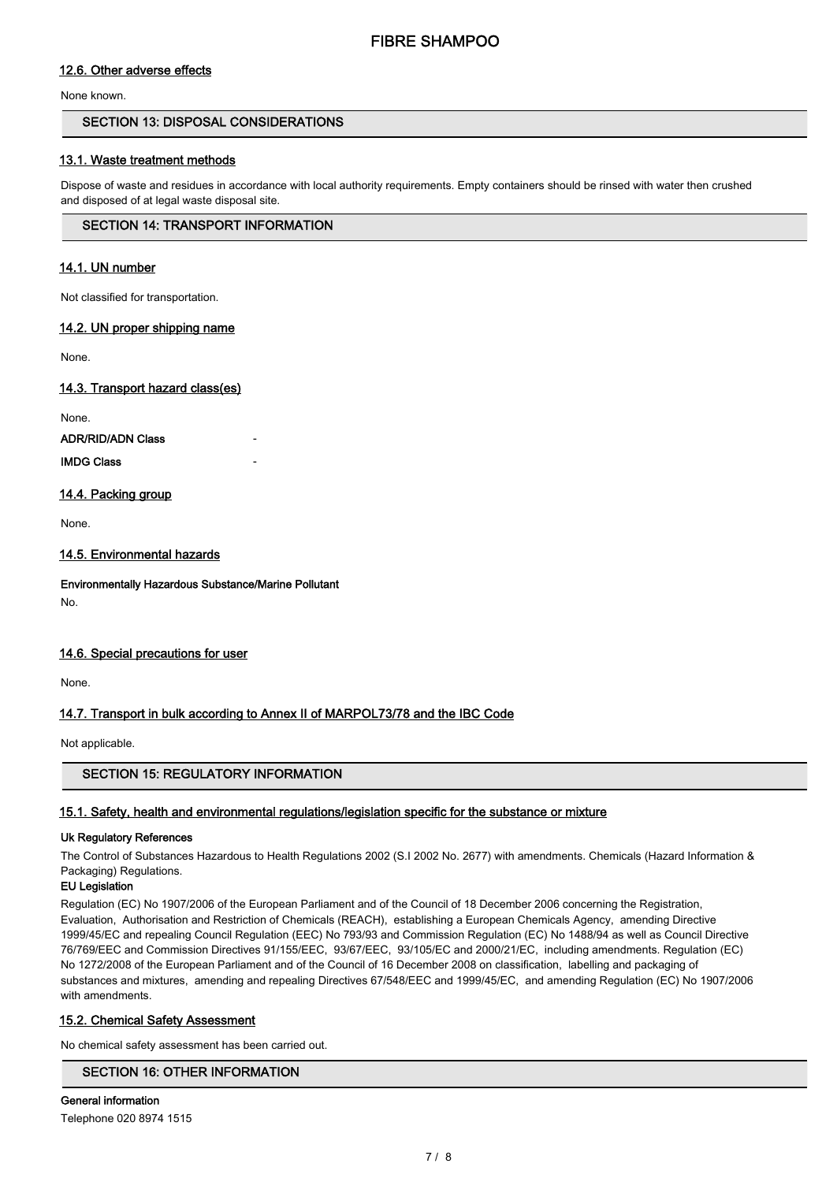### 12.6. Other adverse effects

None known.

## SECTION 13: DISPOSAL CONSIDERATIONS

### 13.1. Waste treatment methods

Dispose of waste and residues in accordance with local authority requirements. Empty containers should be rinsed with water then crushed and disposed of at legal waste disposal site.

## SECTION 14: TRANSPORT INFORMATION

### 14.1. UN number

Not classified for transportation.

### 14.2. UN proper shipping name

None.

### 14.3. Transport hazard class(es)

None.

**ADR/RID/ADN Class** -

**IMDG Class** -

### 14.4. Packing group

None.

### 14.5. Environmental hazards

**Environmentally Hazardous Substance/Marine Pollutant**

No.

### 14.6. Special precautions for user

None.

### 14.7. Transport in bulk according to Annex II of MARPOL73/78 and the IBC Code

Not applicable.

## SECTION 15: REGULATORY INFORMATION

### 15.1. Safety, health and environmental regulations/legislation specific for the substance or mixture

**Uk Regulatory References**

The Control of Substances Hazardous to Health Regulations 2002 (S.I 2002 No. 2677) with amendments. Chemicals (Hazard Information & Packaging) Regulations.

**EU Legislation**

Regulation (EC) No 1907/2006 of the European Parliament and of the Council of 18 December 2006 concerning the Registration, Evaluation, Authorisation and Restriction of Chemicals (REACH), establishing a European Chemicals Agency, amending Directive 1999/45/EC and repealing Council Regulation (EEC) No 793/93 and Commission Regulation (EC) No 1488/94 as well as Council Directive 76/769/EEC and Commission Directives 91/155/EEC, 93/67/EEC, 93/105/EC and 2000/21/EC, including amendments. Regulation (EC) No 1272/2008 of the European Parliament and of the Council of 16 December 2008 on classification, labelling and packaging of substances and mixtures, amending and repealing Directives 67/548/EEC and 1999/45/EC, and amending Regulation (EC) No 1907/2006 with amendments.

### 15.2. Chemical Safety Assessment

No chemical safety assessment has been carried out.

## SECTION 16: OTHER INFORMATION

**General information**

Telephone 020 8974 1515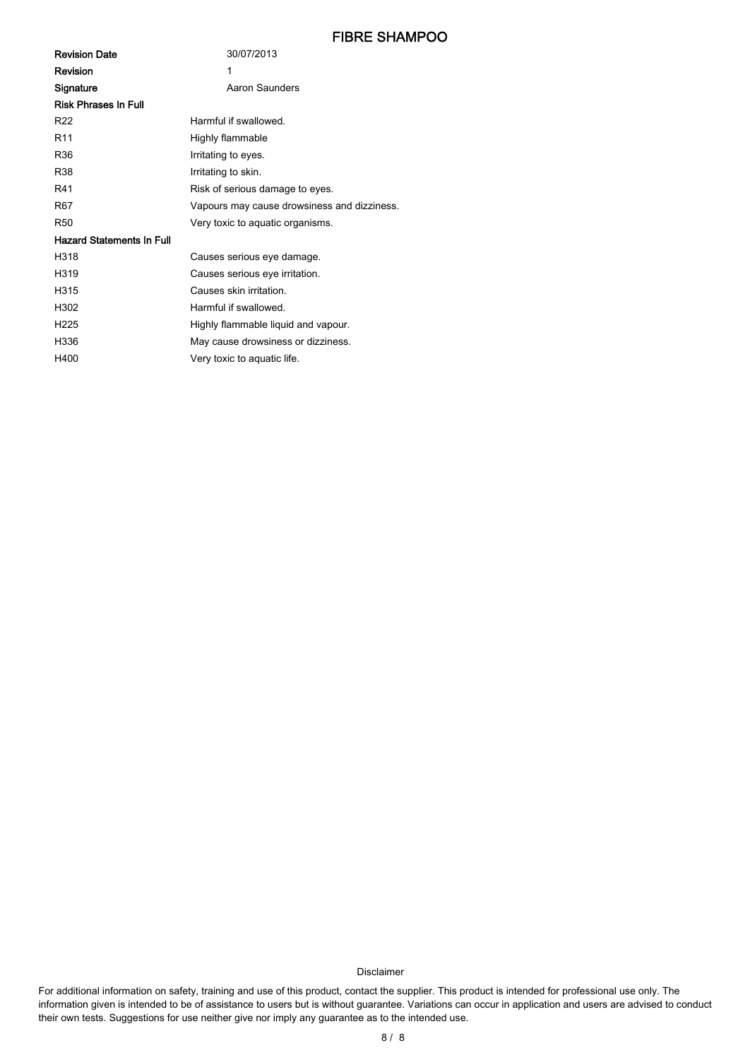# FIBRE SHAMPOO

| | |
|---|---|
| **Revision Date** | 30/07/2013 |
| **Revision** | 1 |
| **Signature** | Aaron Saunders |

**Risk Phrases In Full**

| | |
|---|---|
| R22 | Harmful if swallowed. |
| R11 | Highly flammable |
| R36 | Irritating to eyes. |
| R38 | Irritating to skin. |
| R41 | Risk of serious damage to eyes. |
| R67 | Vapours may cause drowsiness and dizziness. |
| R50 | Very toxic to aquatic organisms. |

**Hazard Statements In Full**

| | |
|---|---|
| H318 | Causes serious eye damage. |
| H319 | Causes serious eye irritation. |
| H315 | Causes skin irritation. |
| H302 | Harmful if swallowed. |
| H225 | Highly flammable liquid and vapour. |
| H336 | May cause drowsiness or dizziness. |
| H400 | Very toxic to aquatic life. |

Disclaimer

For additional information on safety, training and use of this product, contact the supplier. This product is intended for professional use only. The information given is intended to be of assistance to users but is without guarantee. Variations can occur in application and users are advised to conduct their own tests. Suggestions for use neither give nor imply any guarantee as to the intended use.